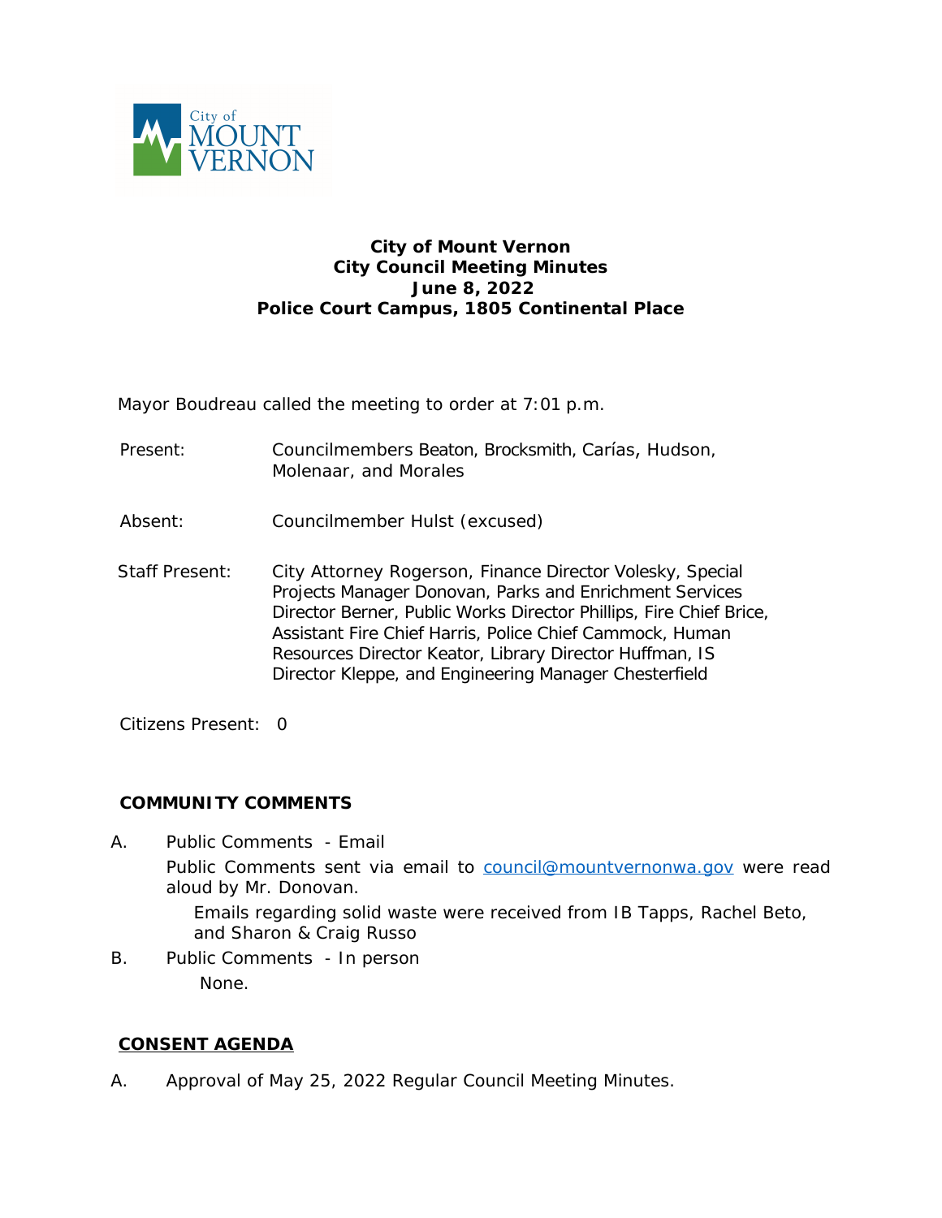**City of Mount Vernon**
**City Council Meeting Minutes**
**June 8, 2022**
**Police Court Campus, 1805 Continental Place**

Mayor Boudreau called the meeting to order at 7:01 p.m.

Present: Councilmembers Beaton, Brocksmith, Carías, Hudson, Molenaar, and Morales

Absent: Councilmember Hulst (excused)

Staff Present: City Attorney Rogerson, Finance Director Volesky, Special Projects Manager Donovan, Parks and Enrichment Services Director Berner, Public Works Director Phillips, Fire Chief Brice, Assistant Fire Chief Harris, Police Chief Cammock, Human Resources Director Keator, Library Director Huffman, IS Director Kleppe, and Engineering Manager Chesterfield

Citizens Present: 0

## COMMUNITY COMMENTS

A. Public Comments - Email

Public Comments sent via email to council@mountvernonwa.gov were read aloud by Mr. Donovan.

Emails regarding solid waste were received from IB Tapps, Rachel Beto, and Sharon & Craig Russo

B. Public Comments - In person

None.

## CONSENT AGENDA

A. Approval of May 25, 2022 Regular Council Meeting Minutes.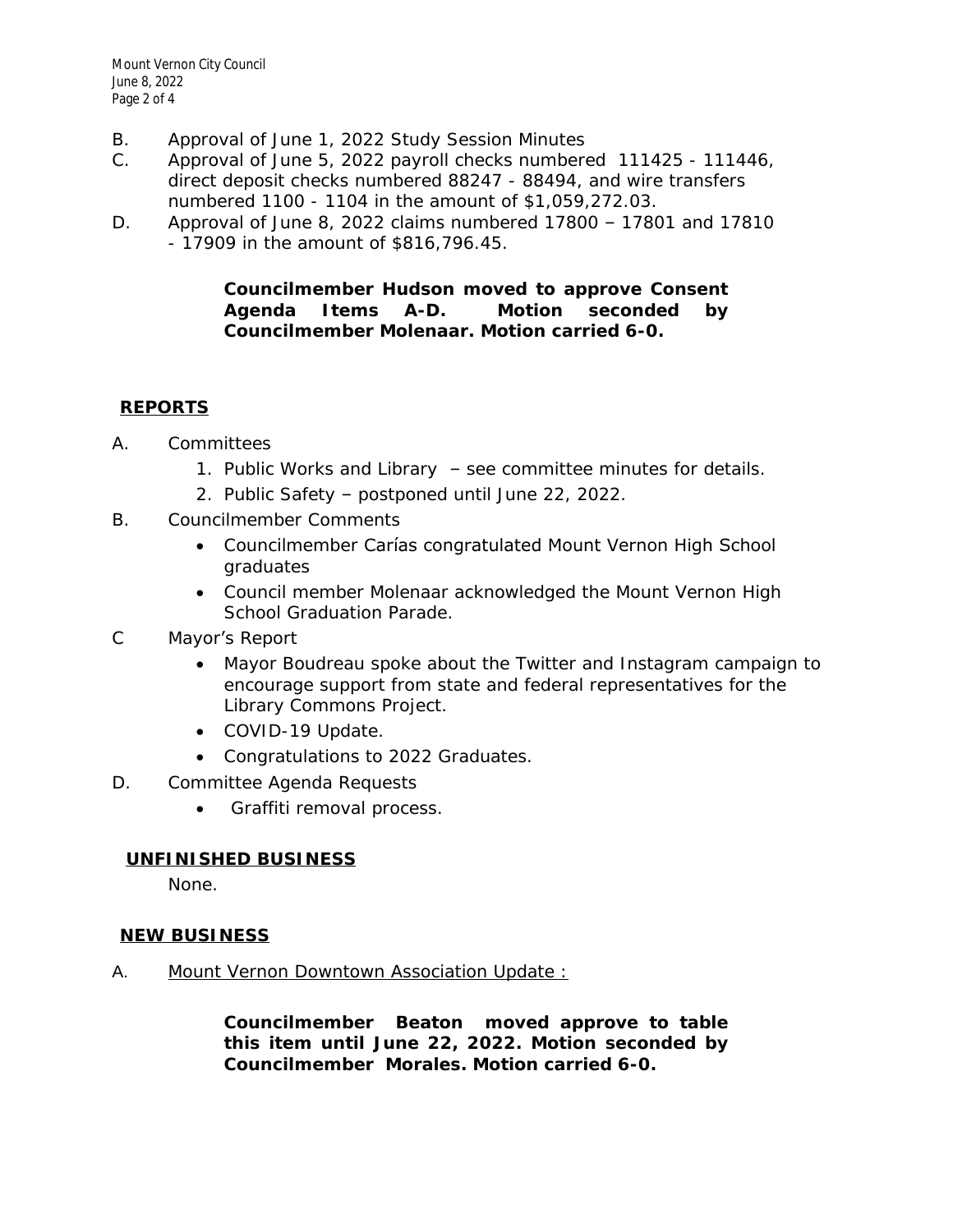B. Approval of June 1, 2022 Study Session Minutes

C. Approval of June 5, 2022 payroll checks numbered 111425 - 111446, direct deposit checks numbered 88247 - 88494, and wire transfers numbered 1100 - 1104 in the amount of $1,059,272.03.

D. Approval of June 8, 2022 claims numbered 17800 – 17801 and 17810 - 17909 in the amount of $816,796.45.

> **Councilmember Hudson moved to approve Consent Agenda Items A-D. Motion seconded by Councilmember Molenaar. Motion carried 6-0.**

## REPORTS

A. Committees
   1. Public Works and Library – see committee minutes for details.
   2. Public Safety – postponed until June 22, 2022.

B. Councilmember Comments
   - Councilmember Carías congratulated Mount Vernon High School graduates
   - Council member Molenaar acknowledged the Mount Vernon High School Graduation Parade.

C Mayor's Report
   - Mayor Boudreau spoke about the Twitter and Instagram campaign to encourage support from state and federal representatives for the Library Commons Project.
   - COVID-19 Update.
   - Congratulations to 2022 Graduates.

D. Committee Agenda Requests
   - Graffiti removal process.

## UNFINISHED BUSINESS

None.

## NEW BUSINESS

A. Mount Vernon Downtown Association Update :

> **Councilmember Beaton moved approve to table this item until June 22, 2022. Motion seconded by Councilmember Morales. Motion carried 6-0.**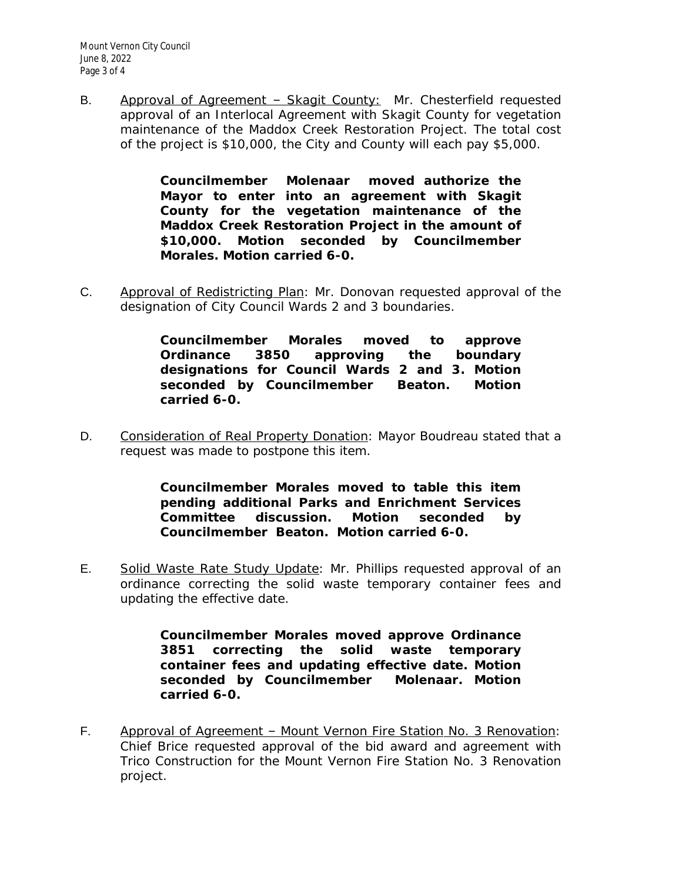B. Approval of Agreement – Skagit County: Mr. Chesterfield requested approval of an Interlocal Agreement with Skagit County for vegetation maintenance of the Maddox Creek Restoration Project. The total cost of the project is $10,000, the City and County will each pay $5,000.

> **Councilmember Molenaar moved authorize the Mayor to enter into an agreement with Skagit County for the vegetation maintenance of the Maddox Creek Restoration Project in the amount of $10,000. Motion seconded by Councilmember Morales. Motion carried 6-0.**

C. Approval of Redistricting Plan: Mr. Donovan requested approval of the designation of City Council Wards 2 and 3 boundaries.

> **Councilmember Morales moved to approve Ordinance 3850 approving the boundary designations for Council Wards 2 and 3. Motion seconded by Councilmember Beaton. Motion carried 6-0.**

D. Consideration of Real Property Donation: Mayor Boudreau stated that a request was made to postpone this item.

> **Councilmember Morales moved to table this item pending additional Parks and Enrichment Services Committee discussion. Motion seconded by Councilmember Beaton. Motion carried 6-0.**

E. Solid Waste Rate Study Update: Mr. Phillips requested approval of an ordinance correcting the solid waste temporary container fees and updating the effective date.

> **Councilmember Morales moved approve Ordinance 3851 correcting the solid waste temporary container fees and updating effective date. Motion seconded by Councilmember Molenaar. Motion carried 6-0.**

F. Approval of Agreement – Mount Vernon Fire Station No. 3 Renovation: Chief Brice requested approval of the bid award and agreement with Trico Construction for the Mount Vernon Fire Station No. 3 Renovation project.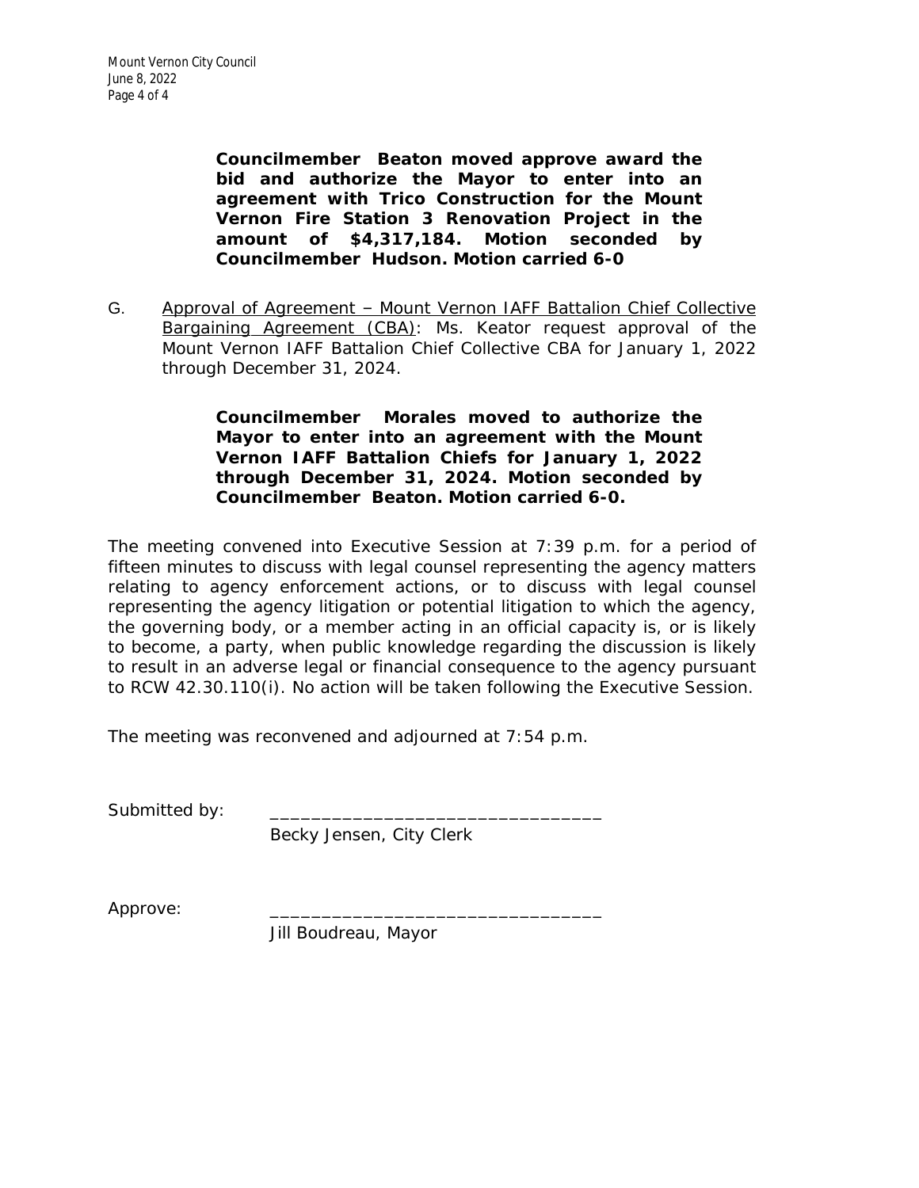**Councilmember Beaton moved approve award the bid and authorize the Mayor to enter into an agreement with Trico Construction for the Mount Vernon Fire Station 3 Renovation Project in the amount of $4,317,184. Motion seconded by Councilmember Hudson. Motion carried 6-0**

G. Approval of Agreement – Mount Vernon IAFF Battalion Chief Collective Bargaining Agreement (CBA): Ms. Keator request approval of the Mount Vernon IAFF Battalion Chief Collective CBA for January 1, 2022 through December 31, 2024.

**Councilmember Morales moved to authorize the Mayor to enter into an agreement with the Mount Vernon IAFF Battalion Chiefs for January 1, 2022 through December 31, 2024. Motion seconded by Councilmember Beaton. Motion carried 6-0.**

The meeting convened into Executive Session at 7:39 p.m. for a period of fifteen minutes to discuss with legal counsel representing the agency matters relating to agency enforcement actions, or to discuss with legal counsel representing the agency litigation or potential litigation to which the agency, the governing body, or a member acting in an official capacity is, or is likely to become, a party, when public knowledge regarding the discussion is likely to result in an adverse legal or financial consequence to the agency pursuant to RCW 42.30.110(i). No action will be taken following the Executive Session.

The meeting was reconvened and adjourned at 7:54 p.m.

Submitted by: \_\_\_\_\_\_\_\_\_\_\_\_\_\_\_\_\_\_\_\_\_\_\_\_\_\_\_\_\_\_\_\_
Becky Jensen, City Clerk

Approve: \_\_\_\_\_\_\_\_\_\_\_\_\_\_\_\_\_\_\_\_\_\_\_\_\_\_\_\_\_\_\_\_
Jill Boudreau, Mayor